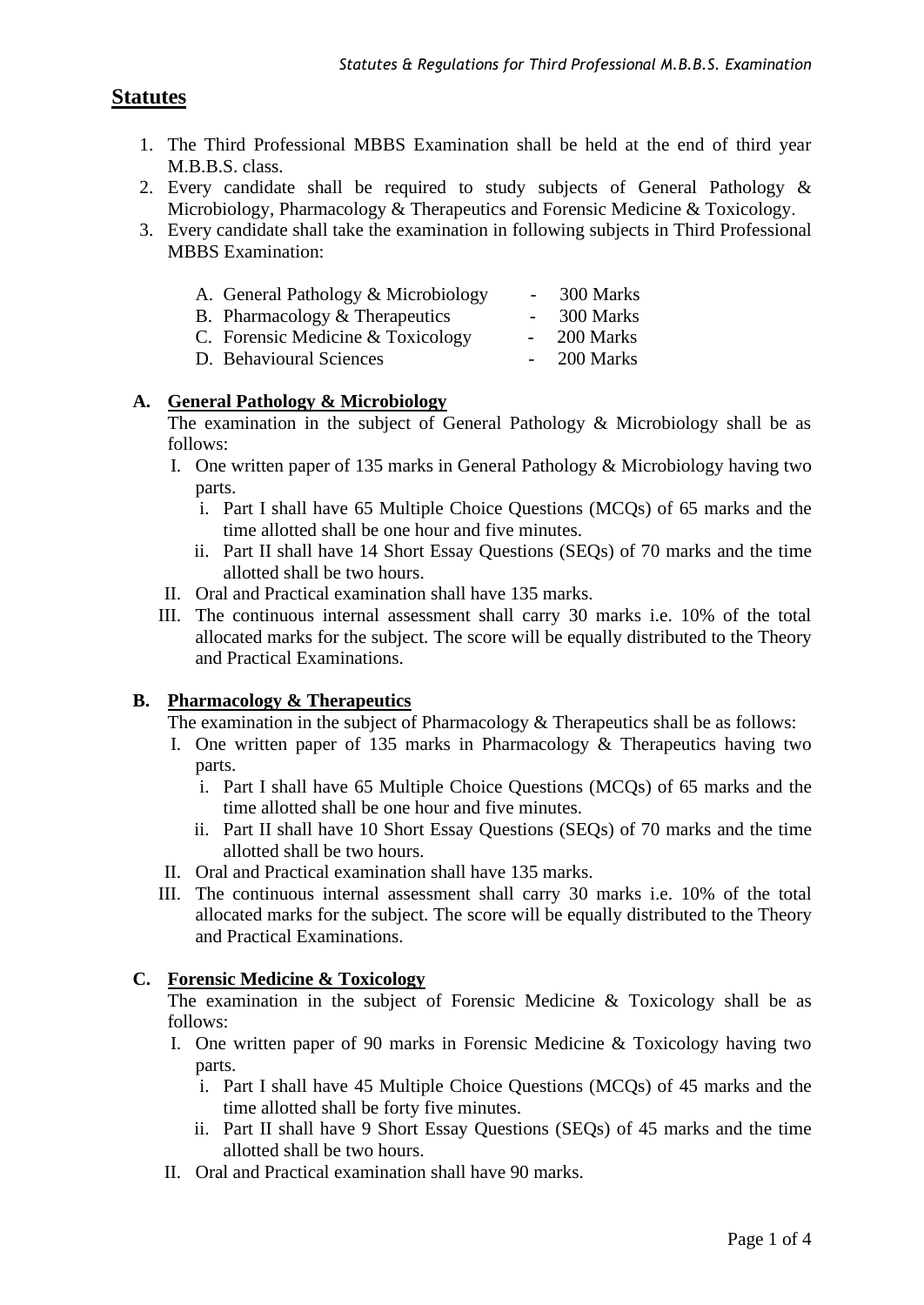# Statutes

1. The Third Professional MBBS Examination shall be held at the end of third year M.B.B.S. class.
2. Every candidate shall be required to study subjects of General Pathology & Microbiology, Pharmacology & Therapeutics and Forensic Medicine & Toxicology.
3. Every candidate shall take the examination in following subjects in Third Professional MBBS Examination:

   A. General Pathology & Microbiology - 300 Marks
   B. Pharmacology & Therapeutics - 300 Marks
   C. Forensic Medicine & Toxicology - 200 Marks
   D. Behavioural Sciences - 200 Marks

**A. General Pathology & Microbiology**

The examination in the subject of General Pathology & Microbiology shall be as follows:

I. One written paper of 135 marks in General Pathology & Microbiology having two parts.
   i. Part I shall have 65 Multiple Choice Questions (MCQs) of 65 marks and the time allotted shall be one hour and five minutes.
   ii. Part II shall have 14 Short Essay Questions (SEQs) of 70 marks and the time allotted shall be two hours.

II. Oral and Practical examination shall have 135 marks.

III. The continuous internal assessment shall carry 30 marks i.e. 10% of the total allocated marks for the subject. The score will be equally distributed to the Theory and Practical Examinations.

**B. Pharmacology & Therapeutics**

The examination in the subject of Pharmacology & Therapeutics shall be as follows:

I. One written paper of 135 marks in Pharmacology & Therapeutics having two parts.
   i. Part I shall have 65 Multiple Choice Questions (MCQs) of 65 marks and the time allotted shall be one hour and five minutes.
   ii. Part II shall have 10 Short Essay Questions (SEQs) of 70 marks and the time allotted shall be two hours.

II. Oral and Practical examination shall have 135 marks.

III. The continuous internal assessment shall carry 30 marks i.e. 10% of the total allocated marks for the subject. The score will be equally distributed to the Theory and Practical Examinations.

**C. Forensic Medicine & Toxicology**

The examination in the subject of Forensic Medicine & Toxicology shall be as follows:

I. One written paper of 90 marks in Forensic Medicine & Toxicology having two parts.
   i. Part I shall have 45 Multiple Choice Questions (MCQs) of 45 marks and the time allotted shall be forty five minutes.
   ii. Part II shall have 9 Short Essay Questions (SEQs) of 45 marks and the time allotted shall be two hours.

II. Oral and Practical examination shall have 90 marks.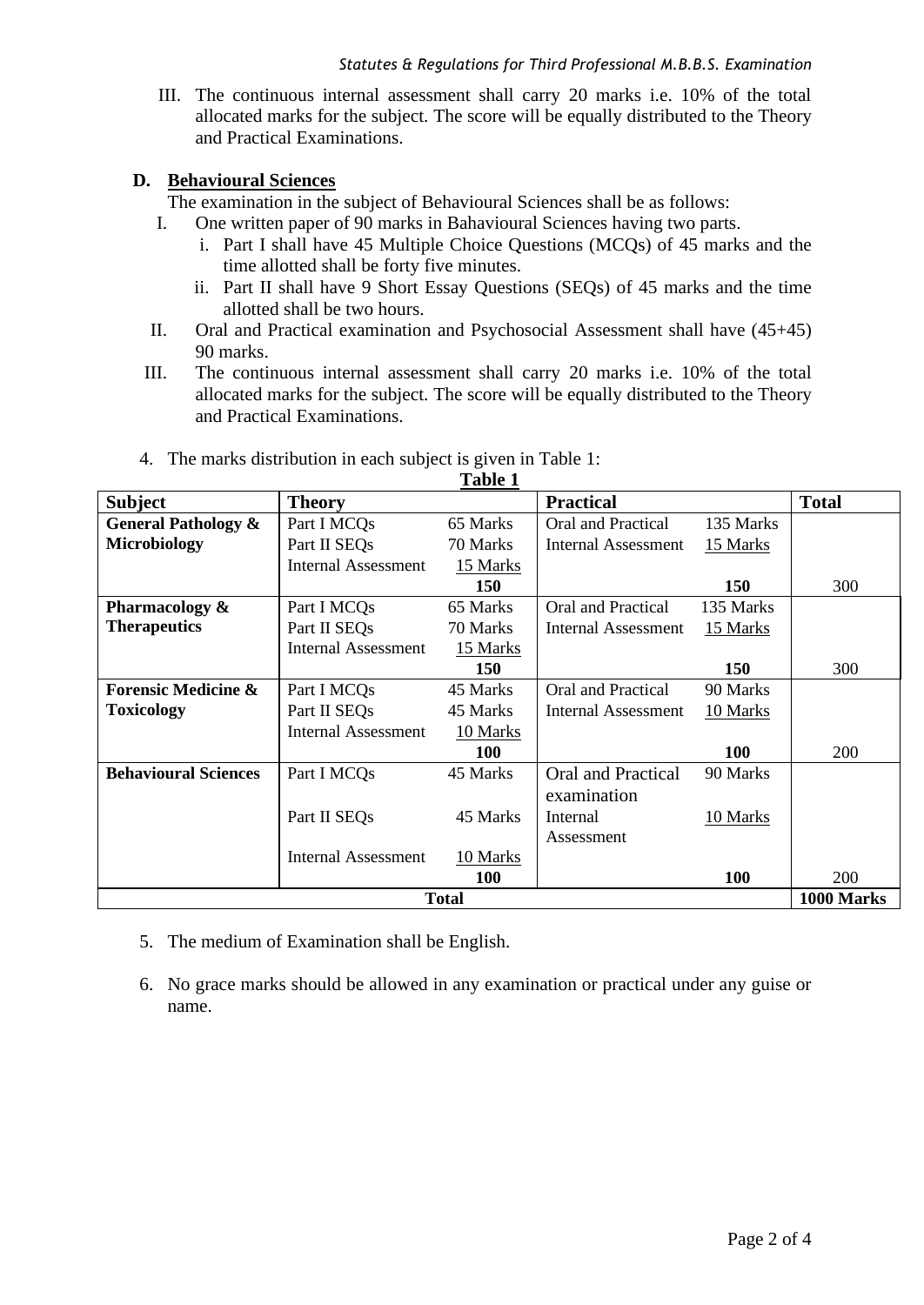III. The continuous internal assessment shall carry 20 marks i.e. 10% of the total allocated marks for the subject. The score will be equally distributed to the Theory and Practical Examinations.

**D. Behavioural Sciences**

The examination in the subject of Behavioural Sciences shall be as follows:

I. One written paper of 90 marks in Bahavioural Sciences having two parts.
   i. Part I shall have 45 Multiple Choice Questions (MCQs) of 45 marks and the time allotted shall be forty five minutes.
   ii. Part II shall have 9 Short Essay Questions (SEQs) of 45 marks and the time allotted shall be two hours.

II. Oral and Practical examination and Psychosocial Assessment shall have (45+45) 90 marks.

III. The continuous internal assessment shall carry 20 marks i.e. 10% of the total allocated marks for the subject. The score will be equally distributed to the Theory and Practical Examinations.

4. The marks distribution in each subject is given in Table 1:

**Table 1**

| Subject | Theory | | Practical | | Total |
|---|---|---|---|---|---|
| **General Pathology & Microbiology** | Part I MCQs | 65 Marks | Oral and Practical | 135 Marks | |
| | Part II SEQs | 70 Marks | Internal Assessment | 15 Marks | |
| | Internal Assessment | 15 Marks | | | |
| | | **150** | | **150** | 300 |
| **Pharmacology & Therapeutics** | Part I MCQs | 65 Marks | Oral and Practical | 135 Marks | |
| | Part II SEQs | 70 Marks | Internal Assessment | 15 Marks | |
| | Internal Assessment | 15 Marks | | | |
| | | **150** | | **150** | 300 |
| **Forensic Medicine & Toxicology** | Part I MCQs | 45 Marks | Oral and Practical | 90 Marks | |
| | Part II SEQs | 45 Marks | Internal Assessment | 10 Marks | |
| | Internal Assessment | 10 Marks | | | |
| | | **100** | | **100** | 200 |
| **Behavioural Sciences** | Part I MCQs | 45 Marks | Oral and Practical examination | 90 Marks | |
| | Part II SEQs | 45 Marks | Internal Assessment | 10 Marks | |
| | Internal Assessment | 10 Marks | | | |
| | | **100** | | **100** | 200 |
| **Total** | | | | | **1000 Marks** |

5. The medium of Examination shall be English.

6. No grace marks should be allowed in any examination or practical under any guise or name.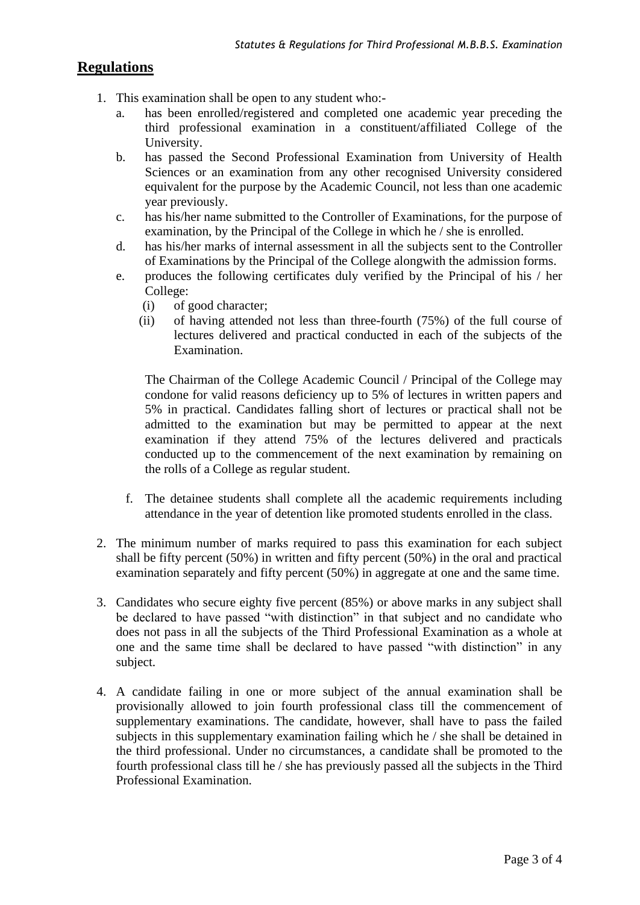## Regulations

1. This examination shall be open to any student who:-
   a. has been enrolled/registered and completed one academic year preceding the third professional examination in a constituent/affiliated College of the University.
   b. has passed the Second Professional Examination from University of Health Sciences or an examination from any other recognised University considered equivalent for the purpose by the Academic Council, not less than one academic year previously.
   c. has his/her name submitted to the Controller of Examinations, for the purpose of examination, by the Principal of the College in which he / she is enrolled.
   d. has his/her marks of internal assessment in all the subjects sent to the Controller of Examinations by the Principal of the College alongwith the admission forms.
   e. produces the following certificates duly verified by the Principal of his / her College:
      (i) of good character;
      (ii) of having attended not less than three-fourth (75%) of the full course of lectures delivered and practical conducted in each of the subjects of the Examination.

      The Chairman of the College Academic Council / Principal of the College may condone for valid reasons deficiency up to 5% of lectures in written papers and 5% in practical. Candidates falling short of lectures or practical shall not be admitted to the examination but may be permitted to appear at the next examination if they attend 75% of the lectures delivered and practicals conducted up to the commencement of the next examination by remaining on the rolls of a College as regular student.

   f. The detainee students shall complete all the academic requirements including attendance in the year of detention like promoted students enrolled in the class.

2. The minimum number of marks required to pass this examination for each subject shall be fifty percent (50%) in written and fifty percent (50%) in the oral and practical examination separately and fifty percent (50%) in aggregate at one and the same time.

3. Candidates who secure eighty five percent (85%) or above marks in any subject shall be declared to have passed "with distinction" in that subject and no candidate who does not pass in all the subjects of the Third Professional Examination as a whole at one and the same time shall be declared to have passed "with distinction" in any subject.

4. A candidate failing in one or more subject of the annual examination shall be provisionally allowed to join fourth professional class till the commencement of supplementary examinations. The candidate, however, shall have to pass the failed subjects in this supplementary examination failing which he / she shall be detained in the third professional. Under no circumstances, a candidate shall be promoted to the fourth professional class till he / she has previously passed all the subjects in the Third Professional Examination.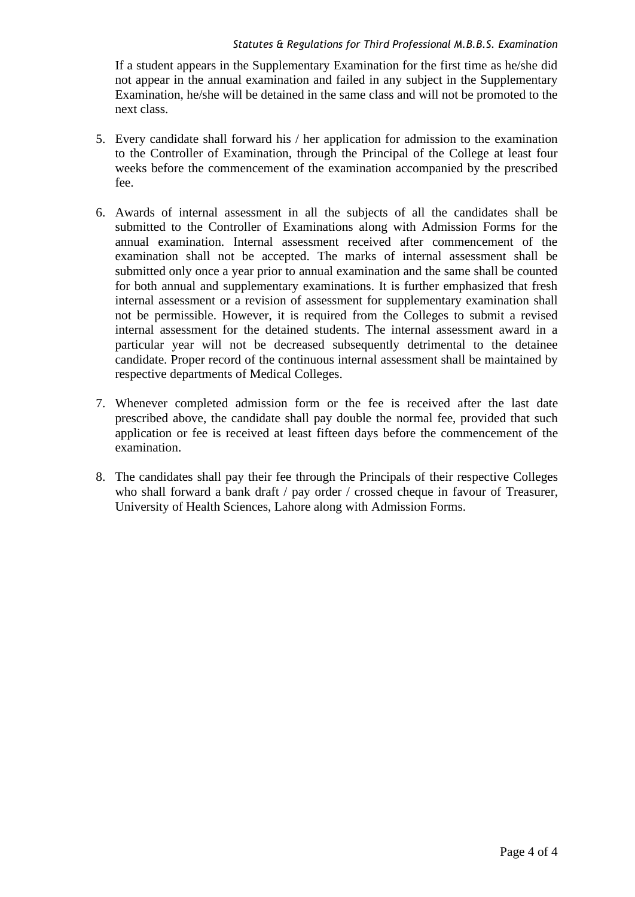If a student appears in the Supplementary Examination for the first time as he/she did not appear in the annual examination and failed in any subject in the Supplementary Examination, he/she will be detained in the same class and will not be promoted to the next class.

5. Every candidate shall forward his / her application for admission to the examination to the Controller of Examination, through the Principal of the College at least four weeks before the commencement of the examination accompanied by the prescribed fee.

6. Awards of internal assessment in all the subjects of all the candidates shall be submitted to the Controller of Examinations along with Admission Forms for the annual examination. Internal assessment received after commencement of the examination shall not be accepted. The marks of internal assessment shall be submitted only once a year prior to annual examination and the same shall be counted for both annual and supplementary examinations. It is further emphasized that fresh internal assessment or a revision of assessment for supplementary examination shall not be permissible. However, it is required from the Colleges to submit a revised internal assessment for the detained students. The internal assessment award in a particular year will not be decreased subsequently detrimental to the detainee candidate. Proper record of the continuous internal assessment shall be maintained by respective departments of Medical Colleges.

7. Whenever completed admission form or the fee is received after the last date prescribed above, the candidate shall pay double the normal fee, provided that such application or fee is received at least fifteen days before the commencement of the examination.

8. The candidates shall pay their fee through the Principals of their respective Colleges who shall forward a bank draft / pay order / crossed cheque in favour of Treasurer, University of Health Sciences, Lahore along with Admission Forms.